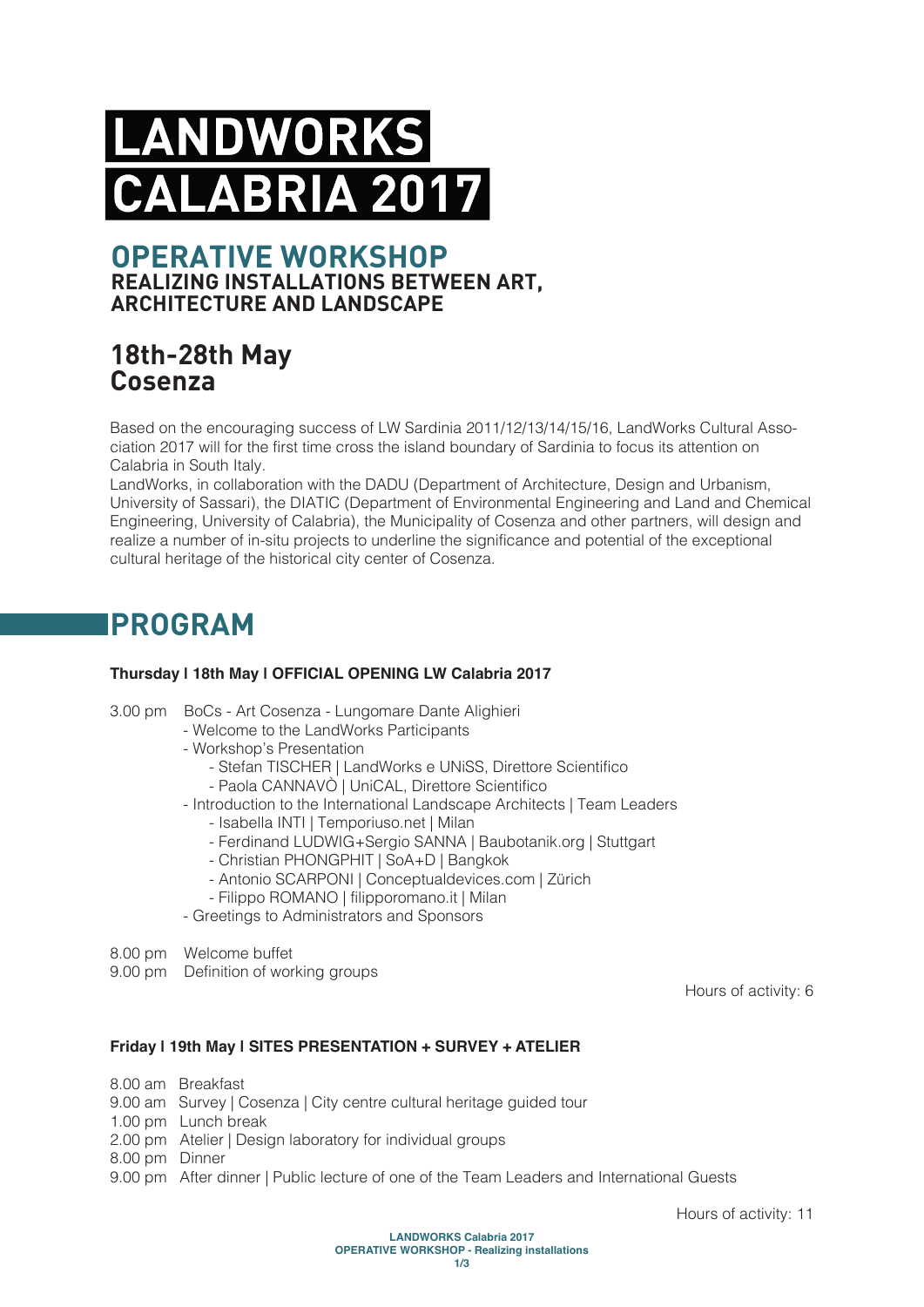# LANDWORKS CALABRIA 2017

## OPERATIVE WORKSHOP

**REALIZING INSTALLATIONS BETWEEN ART, ARCHITECTURE AND LANDSCAPE**

## 18th-28th May
## Cosenza

Based on the encouraging success of LW Sardinia 2011/12/13/14/15/16, LandWorks Cultural Association 2017 will for the first time cross the island boundary of Sardinia to focus its attention on Calabria in South Italy.
LandWorks, in collaboration with the DADU (Department of Architecture, Design and Urbanism, University of Sassari), the DIATIC (Department of Environmental Engineering and Land and Chemical Engineering, University of Calabria), the Municipality of Cosenza and other partners, will design and realize a number of in-situ projects to underline the significance and potential of the exceptional cultural heritage of the historical city center of Cosenza.

# PROGRAM

**Thursday | 18th May | OFFICIAL OPENING LW Calabria 2017**

3.00 pm BoCs - Art Cosenza - Lungomare Dante Alighieri
- Welcome to the LandWorks Participants
- Workshop's Presentation
  - Stefan TISCHER | LandWorks e UNiSS, Direttore Scientifico
  - Paola CANNAVÒ | UniCAL, Direttore Scientifico
- Introduction to the International Landscape Architects | Team Leaders
  - Isabella INTI | Temporiuso.net | Milan
  - Ferdinand LUDWIG+Sergio SANNA | Baubotanik.org | Stuttgart
  - Christian PHONGPHIT | SoA+D | Bangkok
  - Antonio SCARPONI | Conceptualdevices.com | Zürich
  - Filippo ROMANO | filipporomano.it | Milan
- Greetings to Administrators and Sponsors

8.00 pm Welcome buffet
9.00 pm Definition of working groups

Hours of activity: 6

**Friday | 19th May | SITES PRESENTATION + SURVEY + ATELIER**

8.00 am Breakfast
9.00 am Survey | Cosenza | City centre cultural heritage guided tour
1.00 pm Lunch break
2.00 pm Atelier | Design laboratory for individual groups
8.00 pm Dinner
9.00 pm After dinner | Public lecture of one of the Team Leaders and International Guests

Hours of activity: 11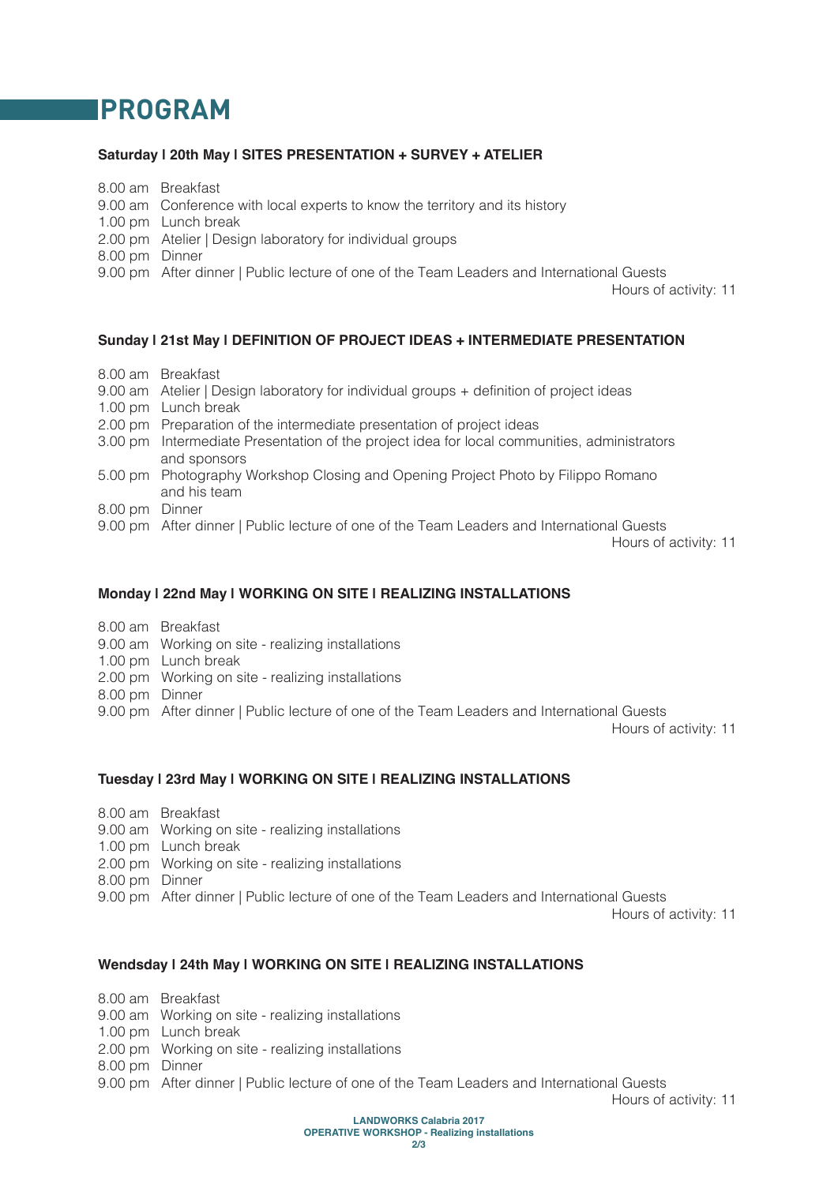# PROGRAM

**Saturday I 20th May I SITES PRESENTATION + SURVEY + ATELIER**

8.00 am Breakfast
9.00 am Conference with local experts to know the territory and its history
1.00 pm Lunch break
2.00 pm Atelier | Design laboratory for individual groups
8.00 pm Dinner
9.00 pm After dinner | Public lecture of one of the Team Leaders and International Guests

Hours of activity: 11

**Sunday I 21st May I DEFINITION OF PROJECT IDEAS + INTERMEDIATE PRESENTATION**

8.00 am Breakfast
9.00 am Atelier | Design laboratory for individual groups + definition of project ideas
1.00 pm Lunch break
2.00 pm Preparation of the intermediate presentation of project ideas
3.00 pm Intermediate Presentation of the project idea for local communities, administrators and sponsors
5.00 pm Photography Workshop Closing and Opening Project Photo by Filippo Romano and his team
8.00 pm Dinner
9.00 pm After dinner | Public lecture of one of the Team Leaders and International Guests

Hours of activity: 11

**Monday I 22nd May I WORKING ON SITE I REALIZING INSTALLATIONS**

8.00 am Breakfast
9.00 am Working on site - realizing installations
1.00 pm Lunch break
2.00 pm Working on site - realizing installations
8.00 pm Dinner
9.00 pm After dinner | Public lecture of one of the Team Leaders and International Guests

Hours of activity: 11

**Tuesday I 23rd May I WORKING ON SITE I REALIZING INSTALLATIONS**

8.00 am Breakfast
9.00 am Working on site - realizing installations
1.00 pm Lunch break
2.00 pm Working on site - realizing installations
8.00 pm Dinner
9.00 pm After dinner | Public lecture of one of the Team Leaders and International Guests

Hours of activity: 11

**Wendsday I 24th May I WORKING ON SITE I REALIZING INSTALLATIONS**

8.00 am Breakfast
9.00 am Working on site - realizing installations
1.00 pm Lunch break
2.00 pm Working on site - realizing installations
8.00 pm Dinner
9.00 pm After dinner | Public lecture of one of the Team Leaders and International Guests

Hours of activity: 11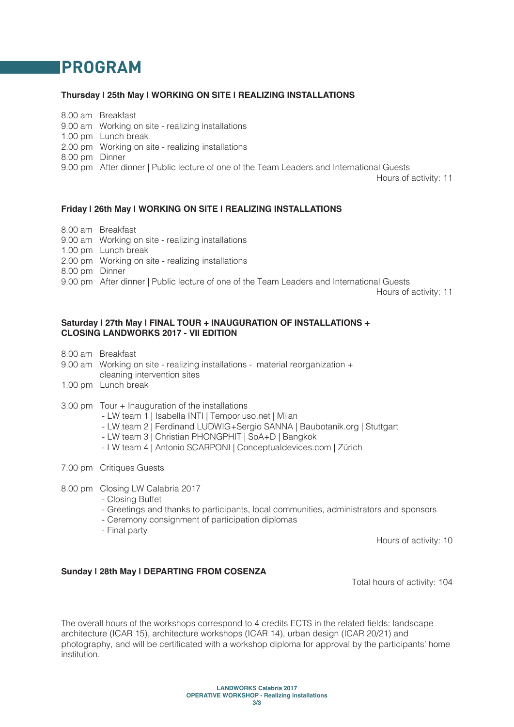# PROGRAM

**Thursday | 25th May | WORKING ON SITE | REALIZING INSTALLATIONS**

8.00 am Breakfast
9.00 am Working on site - realizing installations
1.00 pm Lunch break
2.00 pm Working on site - realizing installations
8.00 pm Dinner
9.00 pm After dinner | Public lecture of one of the Team Leaders and International Guests

Hours of activity: 11

**Friday | 26th May | WORKING ON SITE | REALIZING INSTALLATIONS**

8.00 am Breakfast
9.00 am Working on site - realizing installations
1.00 pm Lunch break
2.00 pm Working on site - realizing installations
8.00 pm Dinner
9.00 pm After dinner | Public lecture of one of the Team Leaders and International Guests

Hours of activity: 11

**Saturday | 27th May | FINAL TOUR + INAUGURATION OF INSTALLATIONS + CLOSING LANDWORKS 2017 - VII EDITION**

8.00 am Breakfast
9.00 am Working on site - realizing installations - material reorganization + cleaning intervention sites
1.00 pm Lunch break

3.00 pm Tour + Inauguration of the installations
- LW team 1 | Isabella INTI | Temporiuso.net | Milan
- LW team 2 | Ferdinand LUDWIG+Sergio SANNA | Baubotanik.org | Stuttgart
- LW team 3 | Christian PHONGPHIT | SoA+D | Bangkok
- LW team 4 | Antonio SCARPONI | Conceptualdevices.com | Zürich

7.00 pm Critiques Guests

8.00 pm Closing LW Calabria 2017
- Closing Buffet
- Greetings and thanks to participants, local communities, administrators and sponsors
- Ceremony consignment of participation diplomas
- Final party

Hours of activity: 10

**Sunday | 28th May | DEPARTING FROM COSENZA**

Total hours of activity: 104

The overall hours of the workshops correspond to 4 credits ECTS in the related fields: landscape architecture (ICAR 15), architecture workshops (ICAR 14), urban design (ICAR 20/21) and photography, and will be certificated with a workshop diploma for approval by the participants' home institution.